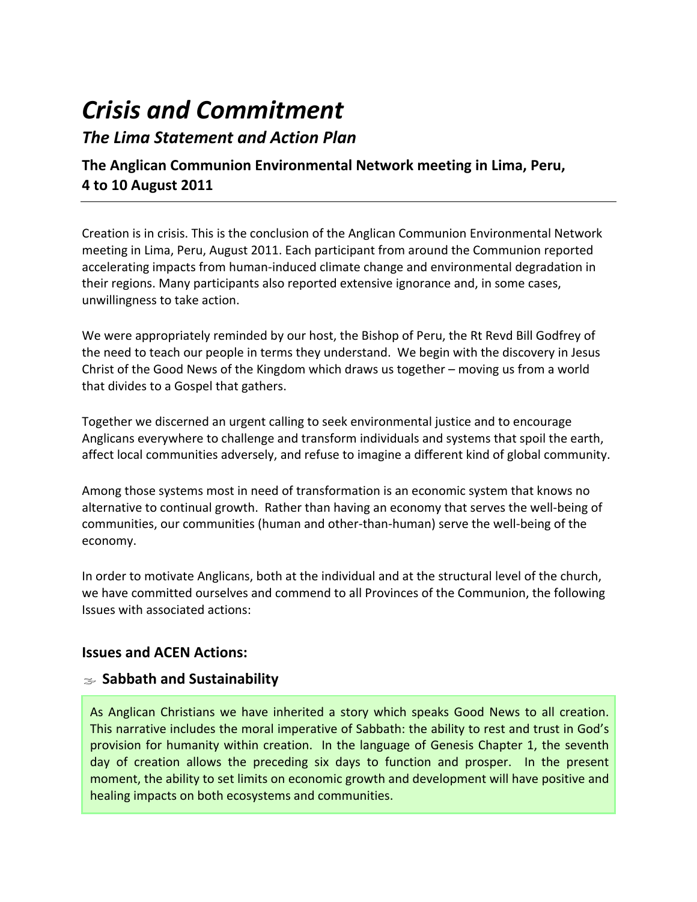# *Crisis and Commitment*

## *The Lima Statement and Action Plan*

### The Anglican Communion Environmental Network meeting in Lima, Peru, 4 to 10 August 2011

---

Creation is in crisis. This is the conclusion of the Anglican Communion Environmental Network meeting in Lima, Peru, August 2011. Each participant from around the Communion reported accelerating impacts from human-induced climate change and environmental degradation in their regions. Many participants also reported extensive ignorance and, in some cases, unwillingness to take action.

We were appropriately reminded by our host, the Bishop of Peru, the Rt Revd Bill Godfrey of the need to teach our people in terms they understand. We begin with the discovery in Jesus Christ of the Good News of the Kingdom which draws us together – moving us from a world that divides to a Gospel that gathers.

Together we discerned an urgent calling to seek environmental justice and to encourage Anglicans everywhere to challenge and transform individuals and systems that spoil the earth, affect local communities adversely, and refuse to imagine a different kind of global community.

Among those systems most in need of transformation is an economic system that knows no alternative to continual growth. Rather than having an economy that serves the well-being of communities, our communities (human and other-than-human) serve the well-being of the economy.

In order to motivate Anglicans, both at the individual and at the structural level of the church, we have committed ourselves and commend to all Provinces of the Communion, the following Issues with associated actions:

### Issues and ACEN Actions:

#### Sabbath and Sustainability

As Anglican Christians we have inherited a story which speaks Good News to all creation. This narrative includes the moral imperative of Sabbath: the ability to rest and trust in God's provision for humanity within creation. In the language of Genesis Chapter 1, the seventh day of creation allows the preceding six days to function and prosper. In the present moment, the ability to set limits on economic growth and development will have positive and healing impacts on both ecosystems and communities.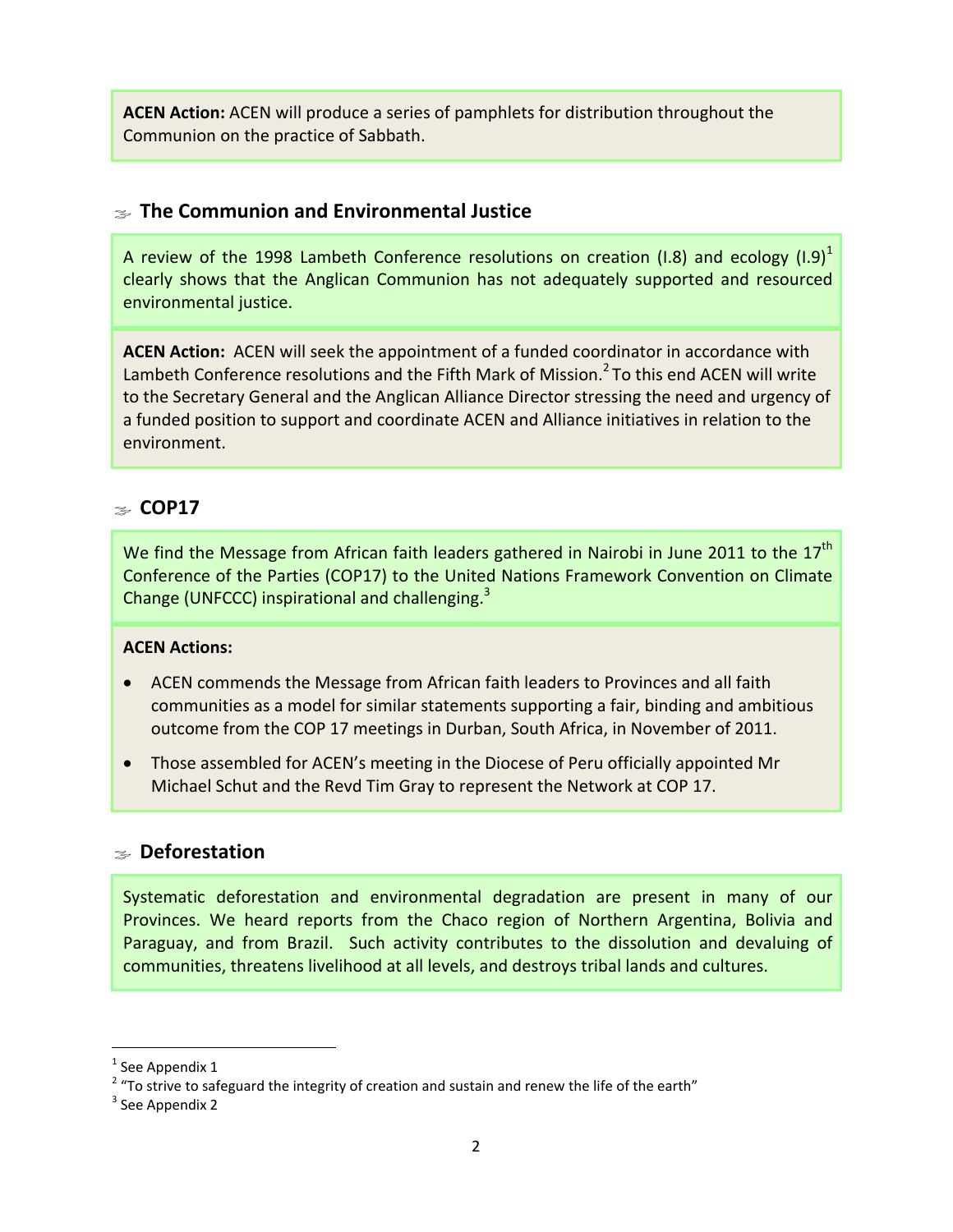**ACEN Action:** ACEN will produce a series of pamphlets for distribution throughout the Communion on the practice of Sabbath.

## The Communion and Environmental Justice

A review of the 1998 Lambeth Conference resolutions on creation (I.8) and ecology (I.9)[1] clearly shows that the Anglican Communion has not adequately supported and resourced environmental justice.

**ACEN Action:** ACEN will seek the appointment of a funded coordinator in accordance with Lambeth Conference resolutions and the Fifth Mark of Mission.[2] To this end ACEN will write to the Secretary General and the Anglican Alliance Director stressing the need and urgency of a funded position to support and coordinate ACEN and Alliance initiatives in relation to the environment.

## COP17

We find the Message from African faith leaders gathered in Nairobi in June 2011 to the 17th Conference of the Parties (COP17) to the United Nations Framework Convention on Climate Change (UNFCCC) inspirational and challenging.[3]

**ACEN Actions:**

- ACEN commends the Message from African faith leaders to Provinces and all faith communities as a model for similar statements supporting a fair, binding and ambitious outcome from the COP 17 meetings in Durban, South Africa, in November of 2011.
- Those assembled for ACEN's meeting in the Diocese of Peru officially appointed Mr Michael Schut and the Revd Tim Gray to represent the Network at COP 17.

## Deforestation

Systematic deforestation and environmental degradation are present in many of our Provinces. We heard reports from the Chaco region of Northern Argentina, Bolivia and Paraguay, and from Brazil. Such activity contributes to the dissolution and devaluing of communities, threatens livelihood at all levels, and destroys tribal lands and cultures.

---

[1] See Appendix 1

[2] "To strive to safeguard the integrity of creation and sustain and renew the life of the earth"

[3] See Appendix 2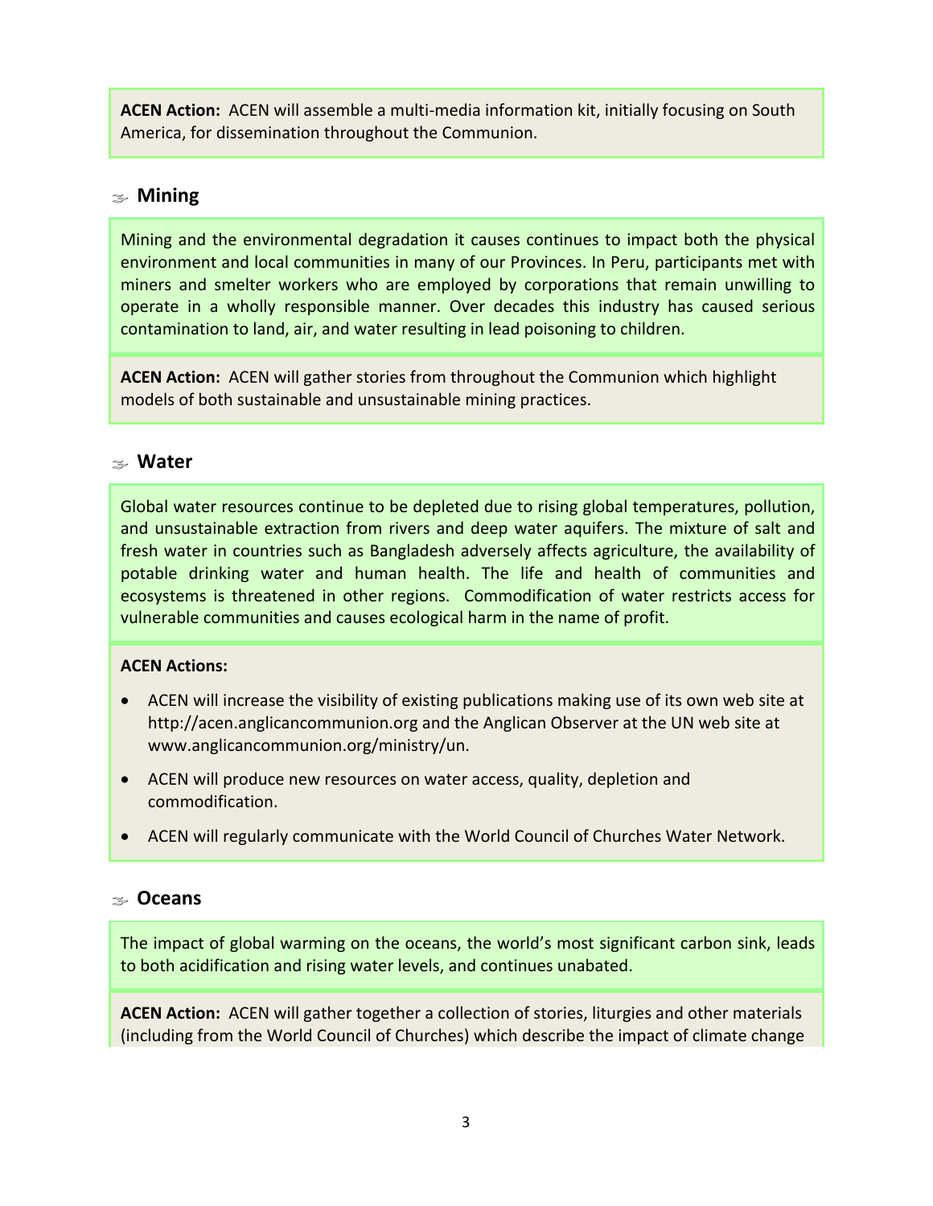**ACEN Action:** ACEN will assemble a multi-media information kit, initially focusing on South America, for dissemination throughout the Communion.

## Mining

Mining and the environmental degradation it causes continues to impact both the physical environment and local communities in many of our Provinces. In Peru, participants met with miners and smelter workers who are employed by corporations that remain unwilling to operate in a wholly responsible manner. Over decades this industry has caused serious contamination to land, air, and water resulting in lead poisoning to children.

**ACEN Action:** ACEN will gather stories from throughout the Communion which highlight models of both sustainable and unsustainable mining practices.

## Water

Global water resources continue to be depleted due to rising global temperatures, pollution, and unsustainable extraction from rivers and deep water aquifers. The mixture of salt and fresh water in countries such as Bangladesh adversely affects agriculture, the availability of potable drinking water and human health. The life and health of communities and ecosystems is threatened in other regions. Commodification of water restricts access for vulnerable communities and causes ecological harm in the name of profit.

**ACEN Actions:**

- ACEN will increase the visibility of existing publications making use of its own web site at http://acen.anglicancommunion.org and the Anglican Observer at the UN web site at www.anglicancommunion.org/ministry/un.
- ACEN will produce new resources on water access, quality, depletion and commodification.
- ACEN will regularly communicate with the World Council of Churches Water Network.

## Oceans

The impact of global warming on the oceans, the world's most significant carbon sink, leads to both acidification and rising water levels, and continues unabated.

**ACEN Action:** ACEN will gather together a collection of stories, liturgies and other materials (including from the World Council of Churches) which describe the impact of climate change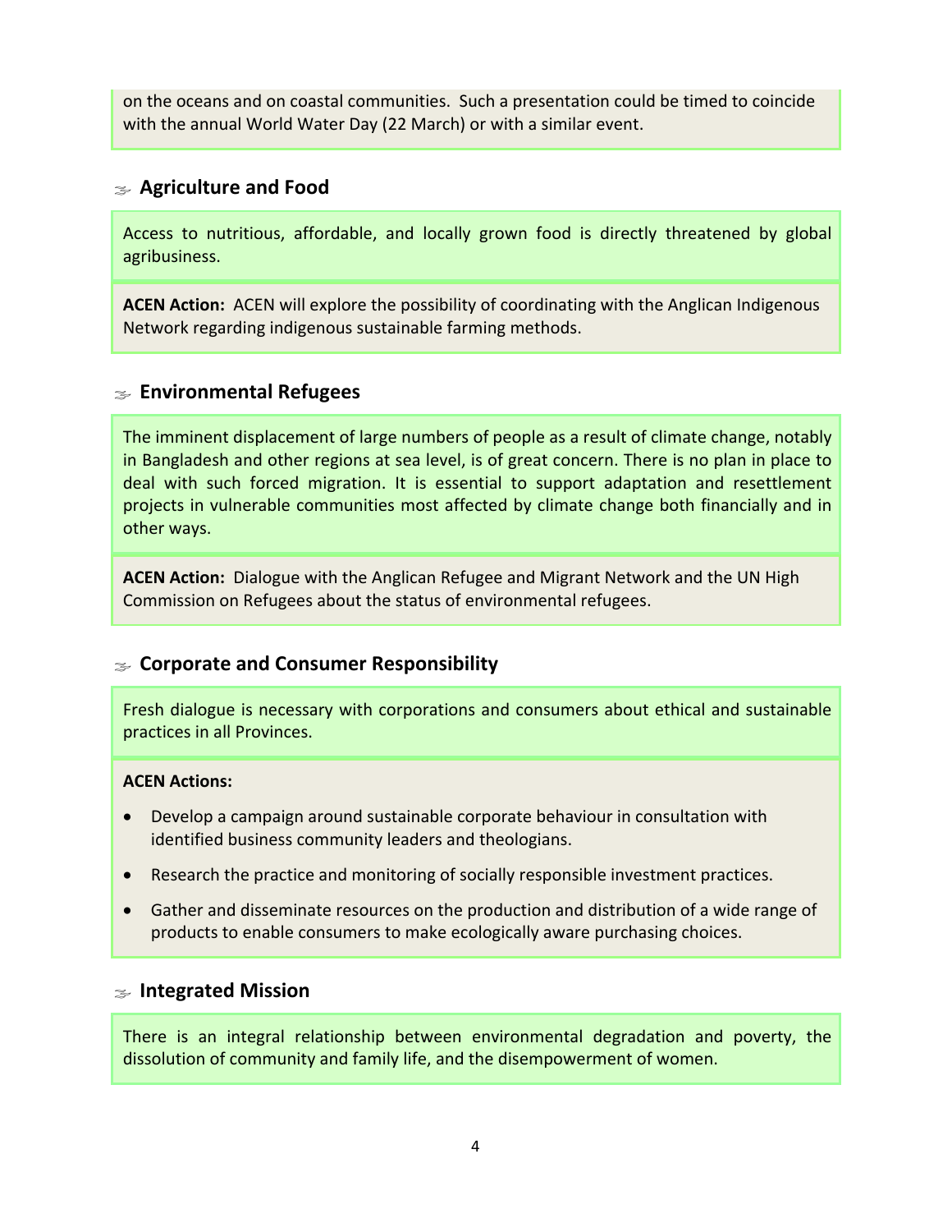on the oceans and on coastal communities. Such a presentation could be timed to coincide with the annual World Water Day (22 March) or with a similar event.

## Agriculture and Food

Access to nutritious, affordable, and locally grown food is directly threatened by global agribusiness.

**ACEN Action:** ACEN will explore the possibility of coordinating with the Anglican Indigenous Network regarding indigenous sustainable farming methods.

## Environmental Refugees

The imminent displacement of large numbers of people as a result of climate change, notably in Bangladesh and other regions at sea level, is of great concern. There is no plan in place to deal with such forced migration. It is essential to support adaptation and resettlement projects in vulnerable communities most affected by climate change both financially and in other ways.

**ACEN Action:** Dialogue with the Anglican Refugee and Migrant Network and the UN High Commission on Refugees about the status of environmental refugees.

## Corporate and Consumer Responsibility

Fresh dialogue is necessary with corporations and consumers about ethical and sustainable practices in all Provinces.

**ACEN Actions:**

- Develop a campaign around sustainable corporate behaviour in consultation with identified business community leaders and theologians.
- Research the practice and monitoring of socially responsible investment practices.
- Gather and disseminate resources on the production and distribution of a wide range of products to enable consumers to make ecologically aware purchasing choices.

## Integrated Mission

There is an integral relationship between environmental degradation and poverty, the dissolution of community and family life, and the disempowerment of women.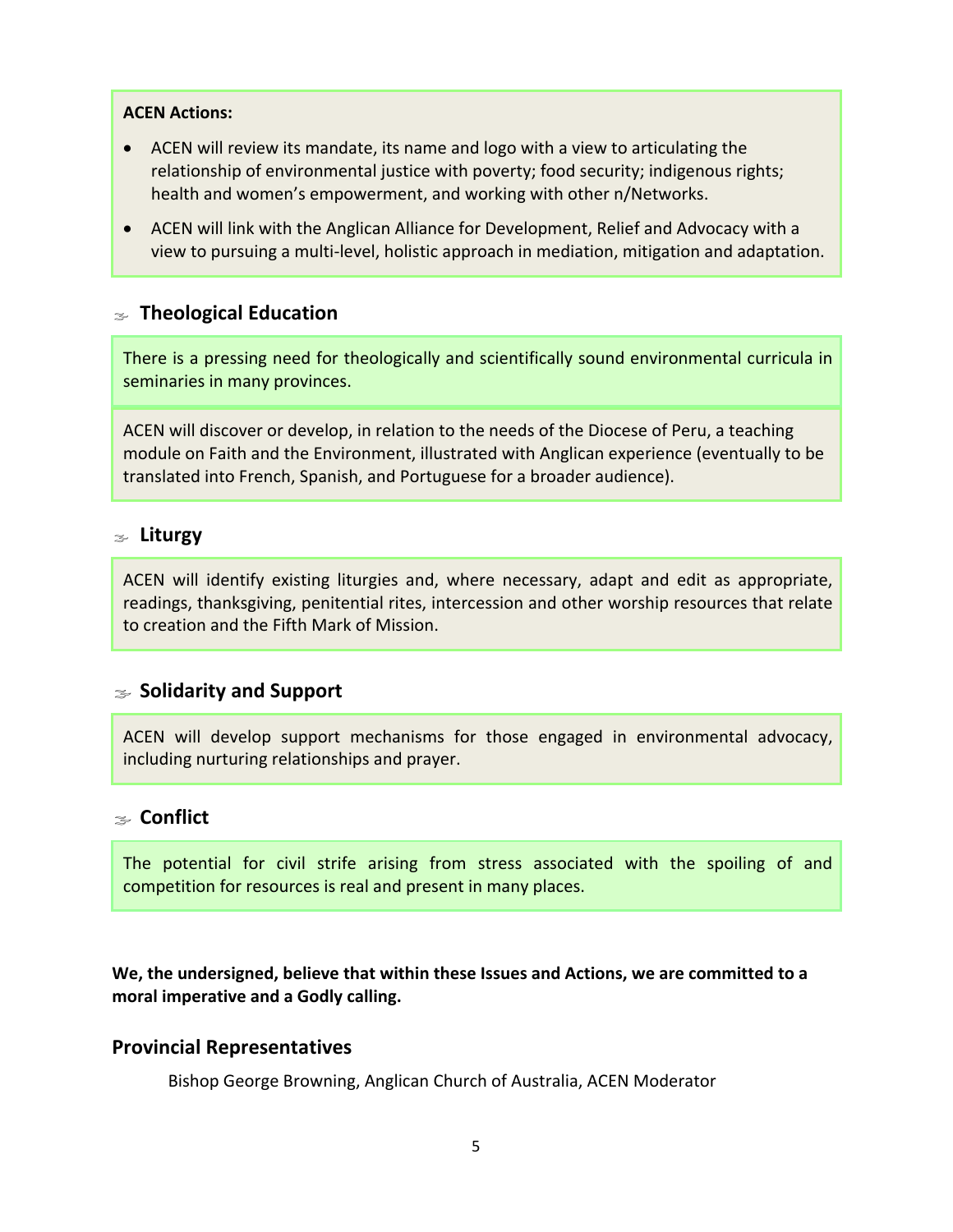**ACEN Actions:**

- ACEN will review its mandate, its name and logo with a view to articulating the relationship of environmental justice with poverty; food security; indigenous rights; health and women's empowerment, and working with other n/Networks.
- ACEN will link with the Anglican Alliance for Development, Relief and Advocacy with a view to pursuing a multi-level, holistic approach in mediation, mitigation and adaptation.

### Theological Education

There is a pressing need for theologically and scientifically sound environmental curricula in seminaries in many provinces.

ACEN will discover or develop, in relation to the needs of the Diocese of Peru, a teaching module on Faith and the Environment, illustrated with Anglican experience (eventually to be translated into French, Spanish, and Portuguese for a broader audience).

### Liturgy

ACEN will identify existing liturgies and, where necessary, adapt and edit as appropriate, readings, thanksgiving, penitential rites, intercession and other worship resources that relate to creation and the Fifth Mark of Mission.

### Solidarity and Support

ACEN will develop support mechanisms for those engaged in environmental advocacy, including nurturing relationships and prayer.

### Conflict

The potential for civil strife arising from stress associated with the spoiling of and competition for resources is real and present in many places.

**We, the undersigned, believe that within these Issues and Actions, we are committed to a moral imperative and a Godly calling.**

## Provincial Representatives

Bishop George Browning, Anglican Church of Australia, ACEN Moderator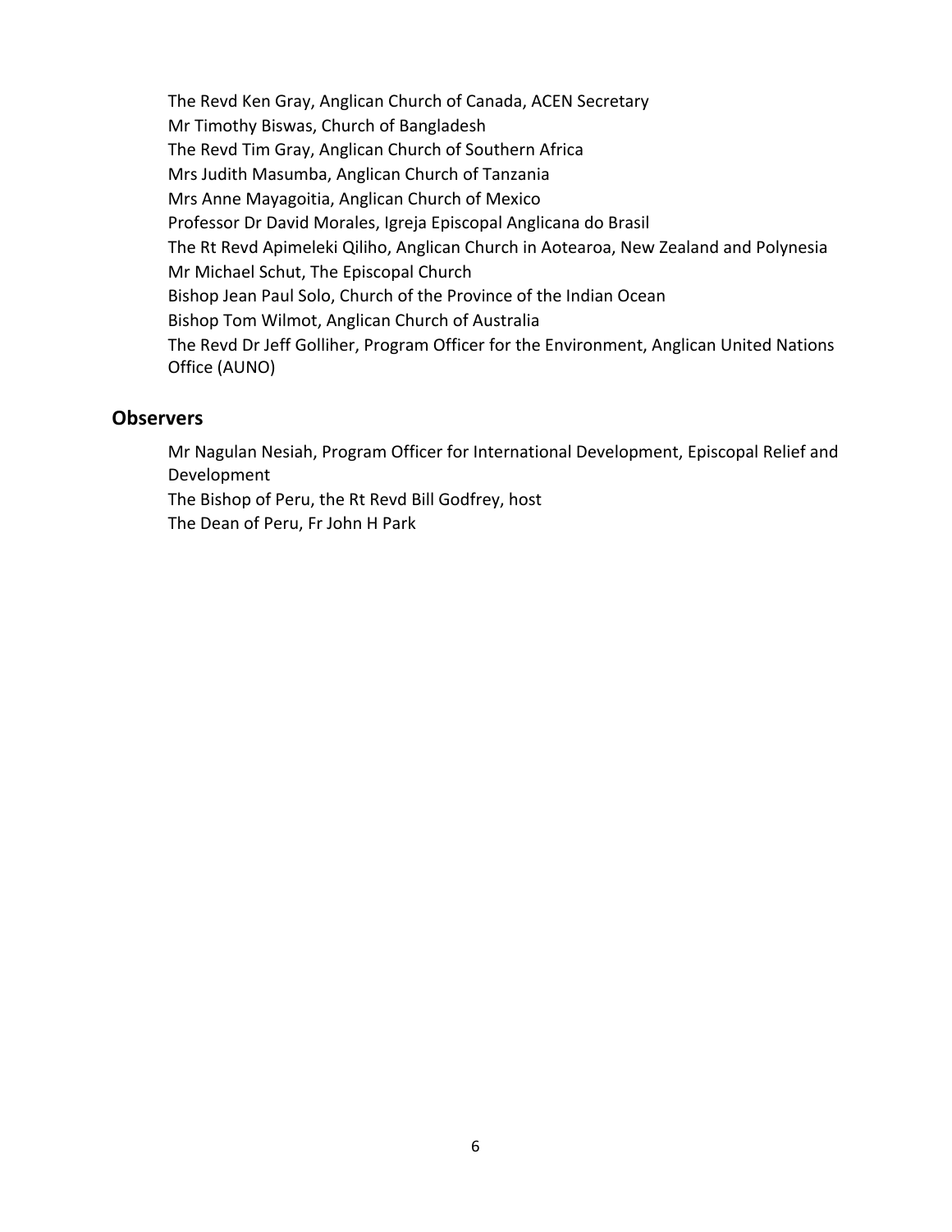The Revd Ken Gray, Anglican Church of Canada, ACEN Secretary
Mr Timothy Biswas, Church of Bangladesh
The Revd Tim Gray, Anglican Church of Southern Africa
Mrs Judith Masumba, Anglican Church of Tanzania
Mrs Anne Mayagoitia, Anglican Church of Mexico
Professor Dr David Morales, Igreja Episcopal Anglicana do Brasil
The Rt Revd Apimeleki Qiliho, Anglican Church in Aotearoa, New Zealand and Polynesia
Mr Michael Schut, The Episcopal Church
Bishop Jean Paul Solo, Church of the Province of the Indian Ocean
Bishop Tom Wilmot, Anglican Church of Australia
The Revd Dr Jeff Golliher, Program Officer for the Environment, Anglican United Nations Office (AUNO)

## Observers

Mr Nagulan Nesiah, Program Officer for International Development, Episcopal Relief and Development
The Bishop of Peru, the Rt Revd Bill Godfrey, host
The Dean of Peru, Fr John H Park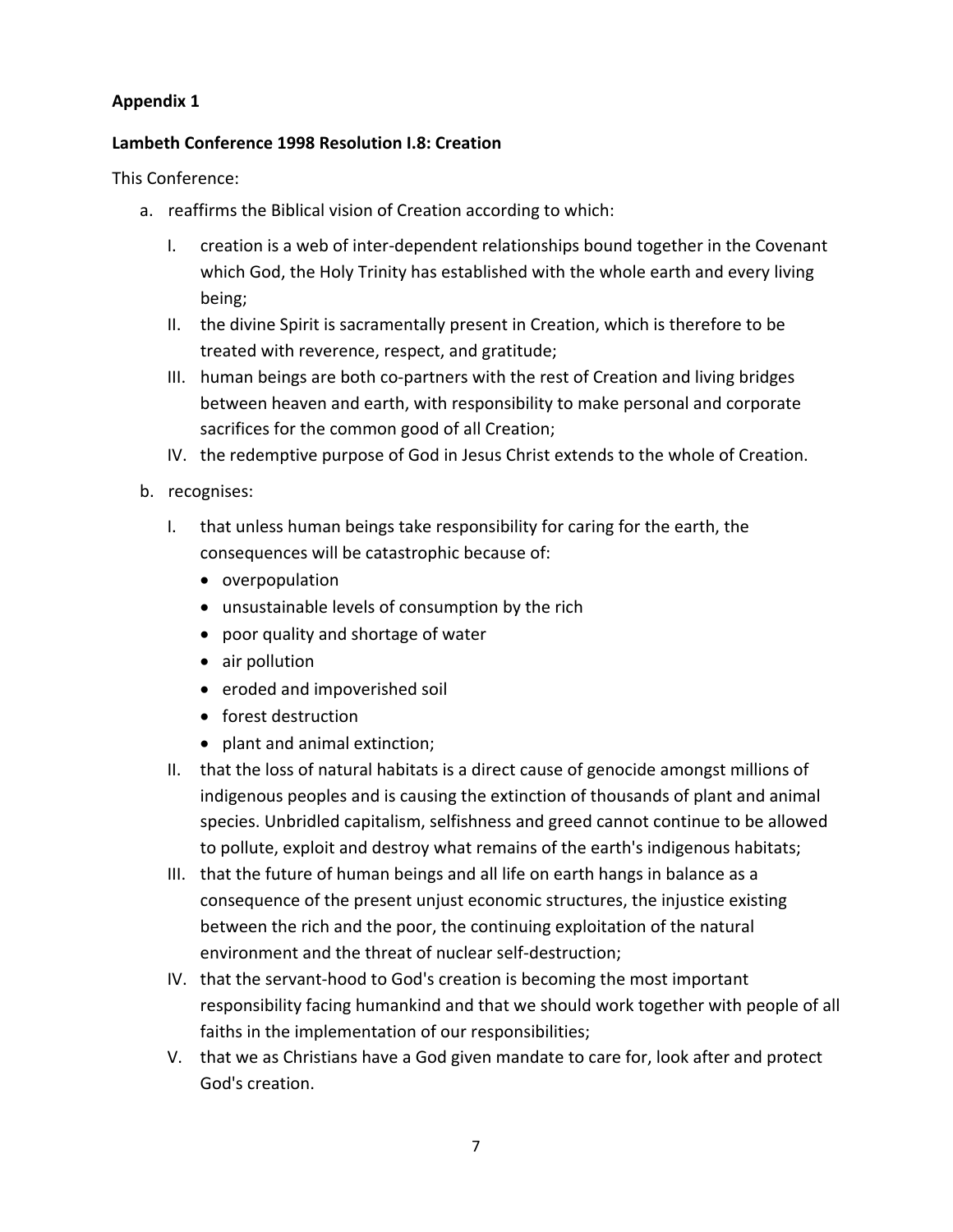**Appendix 1**

**Lambeth Conference 1998 Resolution I.8: Creation**

This Conference:

a. reaffirms the Biblical vision of Creation according to which:

   I. creation is a web of inter-dependent relationships bound together in the Covenant which God, the Holy Trinity has established with the whole earth and every living being;

   II. the divine Spirit is sacramentally present in Creation, which is therefore to be treated with reverence, respect, and gratitude;

   III. human beings are both co-partners with the rest of Creation and living bridges between heaven and earth, with responsibility to make personal and corporate sacrifices for the common good of all Creation;

   IV. the redemptive purpose of God in Jesus Christ extends to the whole of Creation.

b. recognises:

   I. that unless human beings take responsibility for caring for the earth, the consequences will be catastrophic because of:
      - overpopulation
      - unsustainable levels of consumption by the rich
      - poor quality and shortage of water
      - air pollution
      - eroded and impoverished soil
      - forest destruction
      - plant and animal extinction;

   II. that the loss of natural habitats is a direct cause of genocide amongst millions of indigenous peoples and is causing the extinction of thousands of plant and animal species. Unbridled capitalism, selfishness and greed cannot continue to be allowed to pollute, exploit and destroy what remains of the earth's indigenous habitats;

   III. that the future of human beings and all life on earth hangs in balance as a consequence of the present unjust economic structures, the injustice existing between the rich and the poor, the continuing exploitation of the natural environment and the threat of nuclear self-destruction;

   IV. that the servant-hood to God's creation is becoming the most important responsibility facing humankind and that we should work together with people of all faiths in the implementation of our responsibilities;

   V. that we as Christians have a God given mandate to care for, look after and protect God's creation.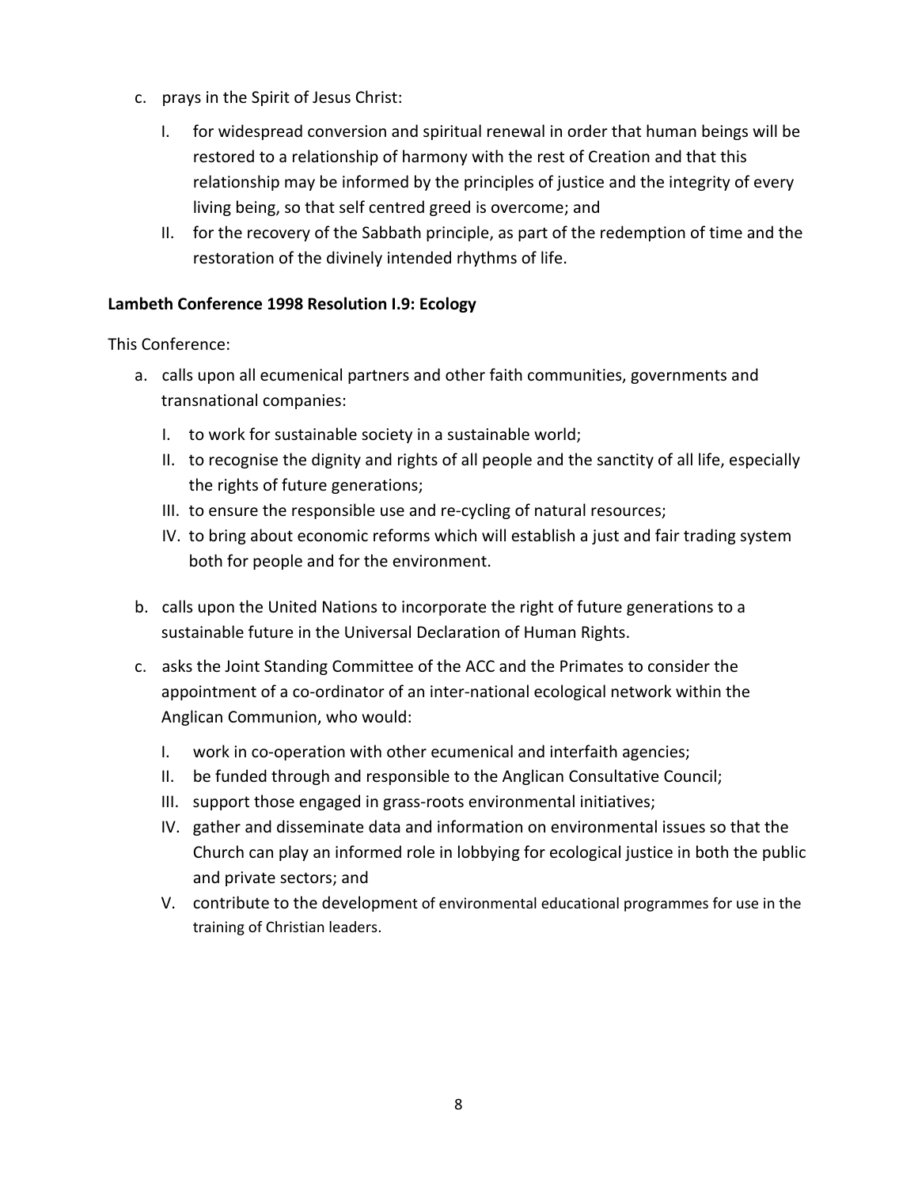c. prays in the Spirit of Jesus Christ:

   I. for widespread conversion and spiritual renewal in order that human beings will be restored to a relationship of harmony with the rest of Creation and that this relationship may be informed by the principles of justice and the integrity of every living being, so that self centred greed is overcome; and

   II. for the recovery of the Sabbath principle, as part of the redemption of time and the restoration of the divinely intended rhythms of life.

**Lambeth Conference 1998 Resolution I.9: Ecology**

This Conference:

a. calls upon all ecumenical partners and other faith communities, governments and transnational companies:

   I. to work for sustainable society in a sustainable world;

   II. to recognise the dignity and rights of all people and the sanctity of all life, especially the rights of future generations;

   III. to ensure the responsible use and re-cycling of natural resources;

   IV. to bring about economic reforms which will establish a just and fair trading system both for people and for the environment.

b. calls upon the United Nations to incorporate the right of future generations to a sustainable future in the Universal Declaration of Human Rights.

c. asks the Joint Standing Committee of the ACC and the Primates to consider the appointment of a co-ordinator of an inter-national ecological network within the Anglican Communion, who would:

   I. work in co-operation with other ecumenical and interfaith agencies;

   II. be funded through and responsible to the Anglican Consultative Council;

   III. support those engaged in grass-roots environmental initiatives;

   IV. gather and disseminate data and information on environmental issues so that the Church can play an informed role in lobbying for ecological justice in both the public and private sectors; and

   V. contribute to the development of environmental educational programmes for use in the training of Christian leaders.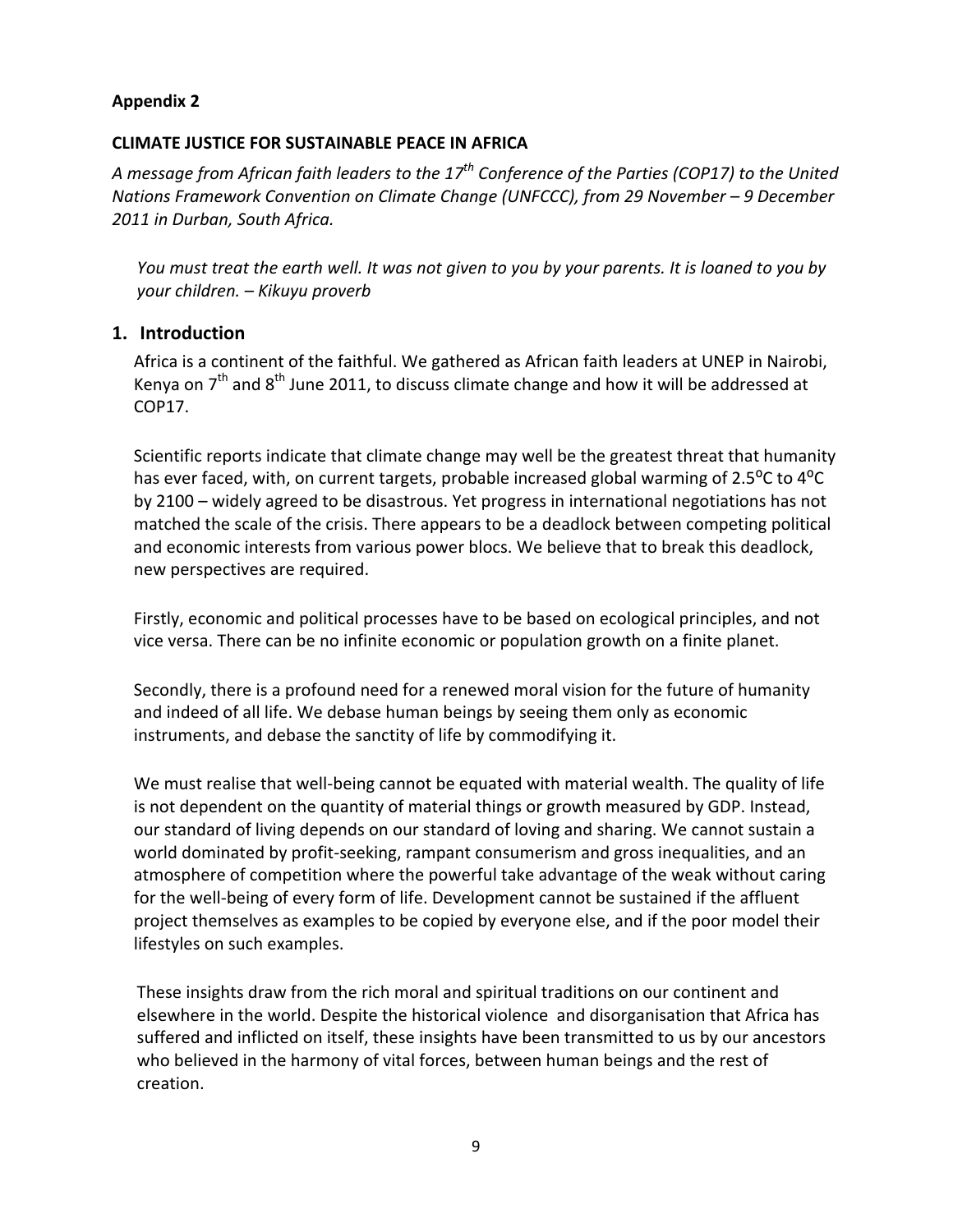**Appendix 2**

**CLIMATE JUSTICE FOR SUSTAINABLE PEACE IN AFRICA**

*A message from African faith leaders to the 17th Conference of the Parties (COP17) to the United Nations Framework Convention on Climate Change (UNFCCC), from 29 November – 9 December 2011 in Durban, South Africa.*

> *You must treat the earth well. It was not given to you by your parents. It is loaned to you by your children. – Kikuyu proverb*

## 1. Introduction

Africa is a continent of the faithful. We gathered as African faith leaders at UNEP in Nairobi, Kenya on 7th and 8th June 2011, to discuss climate change and how it will be addressed at COP17.

Scientific reports indicate that climate change may well be the greatest threat that humanity has ever faced, with, on current targets, probable increased global warming of 2.5°C to 4°C by 2100 – widely agreed to be disastrous. Yet progress in international negotiations has not matched the scale of the crisis. There appears to be a deadlock between competing political and economic interests from various power blocs. We believe that to break this deadlock, new perspectives are required.

Firstly, economic and political processes have to be based on ecological principles, and not vice versa. There can be no infinite economic or population growth on a finite planet.

Secondly, there is a profound need for a renewed moral vision for the future of humanity and indeed of all life. We debase human beings by seeing them only as economic instruments, and debase the sanctity of life by commodifying it.

We must realise that well-being cannot be equated with material wealth. The quality of life is not dependent on the quantity of material things or growth measured by GDP. Instead, our standard of living depends on our standard of loving and sharing. We cannot sustain a world dominated by profit-seeking, rampant consumerism and gross inequalities, and an atmosphere of competition where the powerful take advantage of the weak without caring for the well-being of every form of life. Development cannot be sustained if the affluent project themselves as examples to be copied by everyone else, and if the poor model their lifestyles on such examples.

These insights draw from the rich moral and spiritual traditions on our continent and elsewhere in the world. Despite the historical violence and disorganisation that Africa has suffered and inflicted on itself, these insights have been transmitted to us by our ancestors who believed in the harmony of vital forces, between human beings and the rest of creation.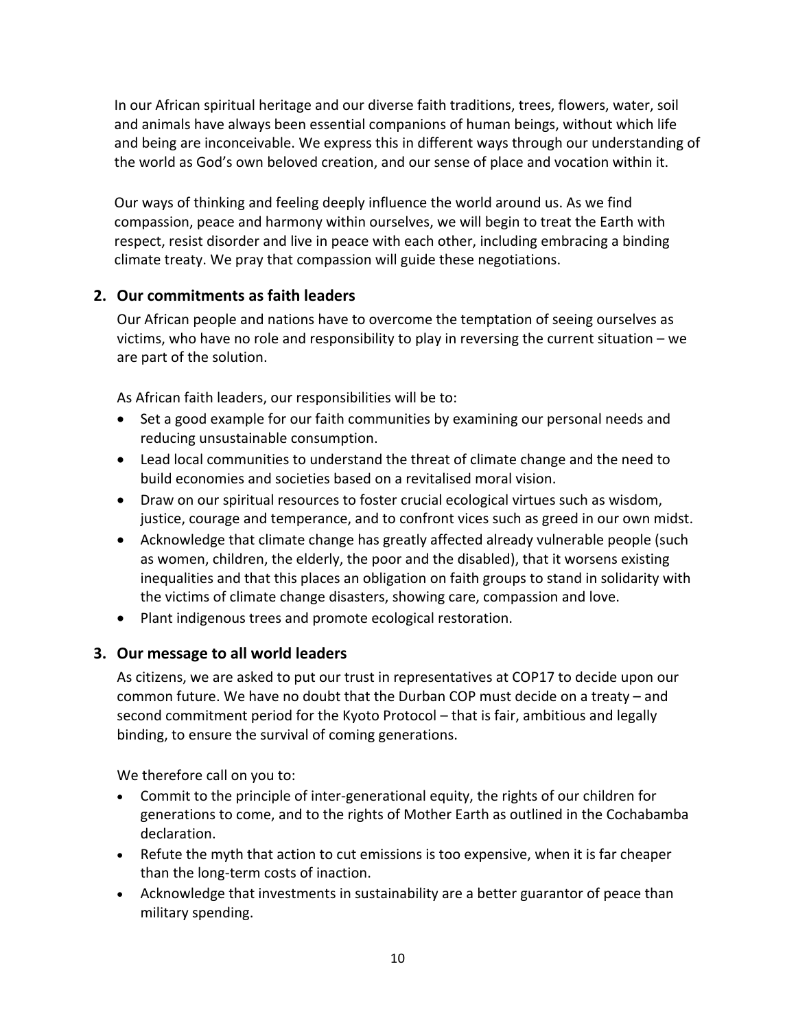In our African spiritual heritage and our diverse faith traditions, trees, flowers, water, soil and animals have always been essential companions of human beings, without which life and being are inconceivable. We express this in different ways through our understanding of the world as God's own beloved creation, and our sense of place and vocation within it.

Our ways of thinking and feeling deeply influence the world around us. As we find compassion, peace and harmony within ourselves, we will begin to treat the Earth with respect, resist disorder and live in peace with each other, including embracing a binding climate treaty. We pray that compassion will guide these negotiations.

## 2. Our commitments as faith leaders

Our African people and nations have to overcome the temptation of seeing ourselves as victims, who have no role and responsibility to play in reversing the current situation – we are part of the solution.

As African faith leaders, our responsibilities will be to:

- Set a good example for our faith communities by examining our personal needs and reducing unsustainable consumption.
- Lead local communities to understand the threat of climate change and the need to build economies and societies based on a revitalised moral vision.
- Draw on our spiritual resources to foster crucial ecological virtues such as wisdom, justice, courage and temperance, and to confront vices such as greed in our own midst.
- Acknowledge that climate change has greatly affected already vulnerable people (such as women, children, the elderly, the poor and the disabled), that it worsens existing inequalities and that this places an obligation on faith groups to stand in solidarity with the victims of climate change disasters, showing care, compassion and love.
- Plant indigenous trees and promote ecological restoration.

## 3. Our message to all world leaders

As citizens, we are asked to put our trust in representatives at COP17 to decide upon our common future. We have no doubt that the Durban COP must decide on a treaty – and second commitment period for the Kyoto Protocol – that is fair, ambitious and legally binding, to ensure the survival of coming generations.

We therefore call on you to:

- Commit to the principle of inter-generational equity, the rights of our children for generations to come, and to the rights of Mother Earth as outlined in the Cochabamba declaration.
- Refute the myth that action to cut emissions is too expensive, when it is far cheaper than the long-term costs of inaction.
- Acknowledge that investments in sustainability are a better guarantor of peace than military spending.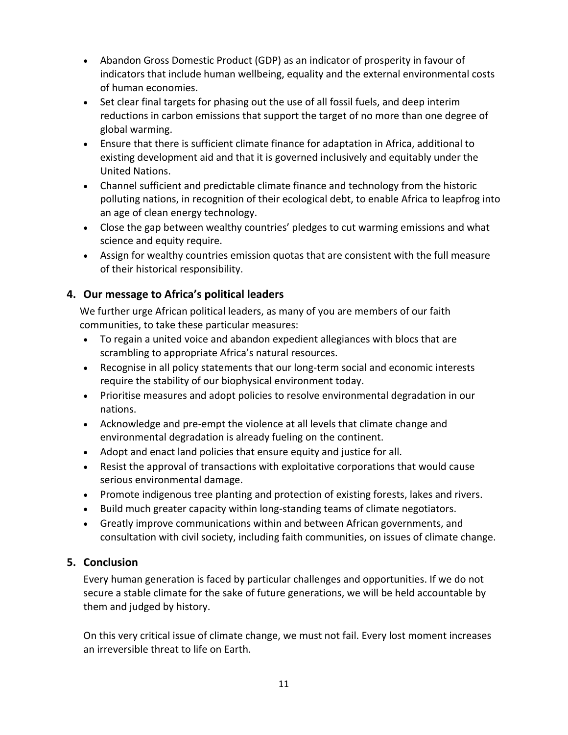- Abandon Gross Domestic Product (GDP) as an indicator of prosperity in favour of indicators that include human wellbeing, equality and the external environmental costs of human economies.
- Set clear final targets for phasing out the use of all fossil fuels, and deep interim reductions in carbon emissions that support the target of no more than one degree of global warming.
- Ensure that there is sufficient climate finance for adaptation in Africa, additional to existing development aid and that it is governed inclusively and equitably under the United Nations.
- Channel sufficient and predictable climate finance and technology from the historic polluting nations, in recognition of their ecological debt, to enable Africa to leapfrog into an age of clean energy technology.
- Close the gap between wealthy countries' pledges to cut warming emissions and what science and equity require.
- Assign for wealthy countries emission quotas that are consistent with the full measure of their historical responsibility.

## 4. Our message to Africa's political leaders

We further urge African political leaders, as many of you are members of our faith communities, to take these particular measures:

- To regain a united voice and abandon expedient allegiances with blocs that are scrambling to appropriate Africa's natural resources.
- Recognise in all policy statements that our long-term social and economic interests require the stability of our biophysical environment today.
- Prioritise measures and adopt policies to resolve environmental degradation in our nations.
- Acknowledge and pre-empt the violence at all levels that climate change and environmental degradation is already fueling on the continent.
- Adopt and enact land policies that ensure equity and justice for all.
- Resist the approval of transactions with exploitative corporations that would cause serious environmental damage.
- Promote indigenous tree planting and protection of existing forests, lakes and rivers.
- Build much greater capacity within long-standing teams of climate negotiators.
- Greatly improve communications within and between African governments, and consultation with civil society, including faith communities, on issues of climate change.

## 5. Conclusion

Every human generation is faced by particular challenges and opportunities. If we do not secure a stable climate for the sake of future generations, we will be held accountable by them and judged by history.

On this very critical issue of climate change, we must not fail. Every lost moment increases an irreversible threat to life on Earth.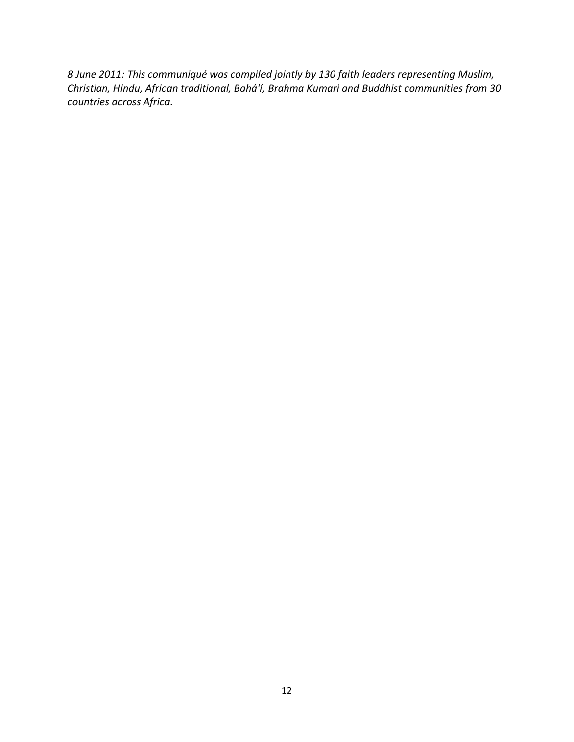*8 June 2011: This communiqué was compiled jointly by 130 faith leaders representing Muslim, Christian, Hindu, African traditional, Bahá'í, Brahma Kumari and Buddhist communities from 30 countries across Africa.*